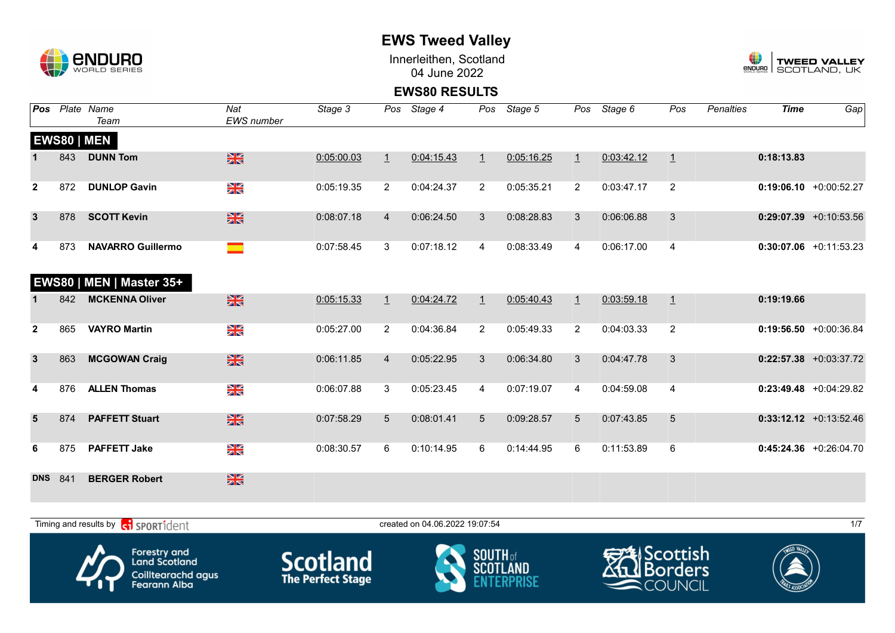# EWS Tweed Valley

Innerleithen, Scotland
04 June 2022

## EWS80 RESULTS

| Pos | Plate | Name / Team | Nat / EWS number | Stage 3 | Pos | Stage 4 | Pos | Stage 5 | Pos | Stage 6 | Pos | Penalties | Time | Gap |
|---|---|---|---|---|---|---|---|---|---|---|---|---|---|---|
| **EWS80 \| MEN** | | | | | | | | | | | | | | |
| 1 | 843 | **DUNN Tom** | GBR | 0:05:00.03 | 1 | 0:04:15.43 | 1 | 0:05:16.25 | 1 | 0:03:42.12 | 1 | | **0:18:13.83** | |
| 2 | 872 | **DUNLOP Gavin** | GBR | 0:05:19.35 | 2 | 0:04:24.37 | 2 | 0:05:35.21 | 2 | 0:03:47.17 | 2 | | **0:19:06.10** | +0:00:52.27 |
| 3 | 878 | **SCOTT Kevin** | GBR | 0:08:07.18 | 4 | 0:06:24.50 | 3 | 0:08:28.83 | 3 | 0:06:06.88 | 3 | | **0:29:07.39** | +0:10:53.56 |
| 4 | 873 | **NAVARRO Guillermo** | ESP | 0:07:58.45 | 3 | 0:07:18.12 | 4 | 0:08:33.49 | 4 | 0:06:17.00 | 4 | | **0:30:07.06** | +0:11:53.23 |
| **EWS80 \| MEN \| Master 35+** | | | | | | | | | | | | | | |
| 1 | 842 | **MCKENNA Oliver** | GBR | 0:05:15.33 | 1 | 0:04:24.72 | 1 | 0:05:40.43 | 1 | 0:03:59.18 | 1 | | **0:19:19.66** | |
| 2 | 865 | **VAYRO Martin** | GBR | 0:05:27.00 | 2 | 0:04:36.84 | 2 | 0:05:49.33 | 2 | 0:04:03.33 | 2 | | **0:19:56.50** | +0:00:36.84 |
| 3 | 863 | **MCGOWAN Craig** | GBR | 0:06:11.85 | 4 | 0:05:22.95 | 3 | 0:06:34.80 | 3 | 0:04:47.78 | 3 | | **0:22:57.38** | +0:03:37.72 |
| 4 | 876 | **ALLEN Thomas** | GBR | 0:06:07.88 | 3 | 0:05:23.45 | 4 | 0:07:19.07 | 4 | 0:04:59.08 | 4 | | **0:23:49.48** | +0:04:29.82 |
| 5 | 874 | **PAFFETT Stuart** | GBR | 0:07:58.29 | 5 | 0:08:01.41 | 5 | 0:09:28.57 | 5 | 0:07:43.85 | 5 | | **0:33:12.12** | +0:13:52.46 |
| 6 | 875 | **PAFFETT Jake** | GBR | 0:08:30.57 | 6 | 0:10:14.95 | 6 | 0:14:44.95 | 6 | 0:11:53.89 | 6 | | **0:45:24.36** | +0:26:04.70 |
| DNS | 841 | **BERGER Robert** | GBR | | | | | | | | | | | |

Timing and results by SPORTident

created on 04.06.2022 19:07:54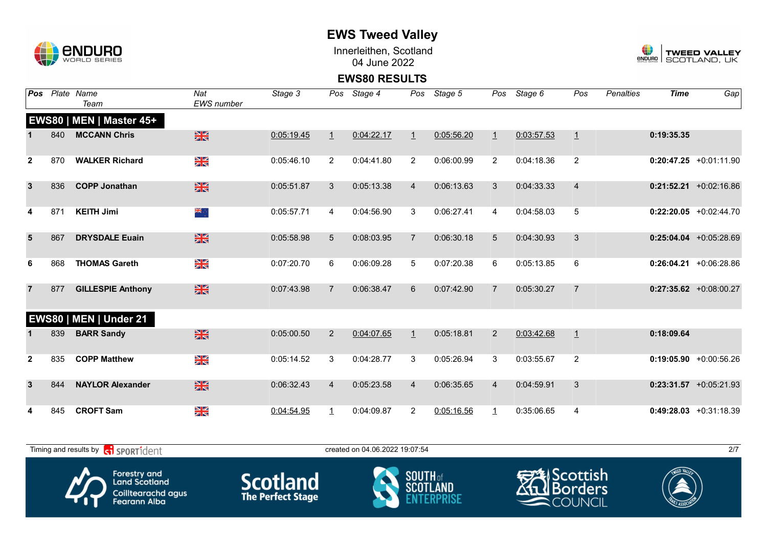# EWS Tweed Valley

Innerleithen, Scotland
04 June 2022

## EWS80 RESULTS

| Pos | Plate | Name / Team | Nat / EWS number | Stage 3 | Pos | Stage 4 | Pos | Stage 5 | Pos | Stage 6 | Pos | Penalties | Time | Gap |
|---|---|---|---|---|---|---|---|---|---|---|---|---|---|---|
| **EWS80 \| MEN \| Master 45+** | | | | | | | | | | | | | | |
| 1 | 840 | **MCCANN Chris** | GBR | 0:05:19.45 | 1 | 0:04:22.17 | 1 | 0:05:56.20 | 1 | 0:03:57.53 | 1 | | **0:19:35.35** | |
| 2 | 870 | **WALKER Richard** | GBR | 0:05:46.10 | 2 | 0:04:41.80 | 2 | 0:06:00.99 | 2 | 0:04:18.36 | 2 | | **0:20:47.25** | +0:01:11.90 |
| 3 | 836 | **COPP Jonathan** | GBR | 0:05:51.87 | 3 | 0:05:13.38 | 4 | 0:06:13.63 | 3 | 0:04:33.33 | 4 | | **0:21:52.21** | +0:02:16.86 |
| 4 | 871 | **KEITH Jimi** | NZL | 0:05:57.71 | 4 | 0:04:56.90 | 3 | 0:06:27.41 | 4 | 0:04:58.03 | 5 | | **0:22:20.05** | +0:02:44.70 |
| 5 | 867 | **DRYSDALE Euain** | GBR | 0:05:58.98 | 5 | 0:08:03.95 | 7 | 0:06:30.18 | 5 | 0:04:30.93 | 3 | | **0:25:04.04** | +0:05:28.69 |
| 6 | 868 | **THOMAS Gareth** | GBR | 0:07:20.70 | 6 | 0:06:09.28 | 5 | 0:07:20.38 | 6 | 0:05:13.85 | 6 | | **0:26:04.21** | +0:06:28.86 |
| 7 | 877 | **GILLESPIE Anthony** | GBR | 0:07:43.98 | 7 | 0:06:38.47 | 6 | 0:07:42.90 | 7 | 0:05:30.27 | 7 | | **0:27:35.62** | +0:08:00.27 |
| **EWS80 \| MEN \| Under 21** | | | | | | | | | | | | | | |
| 1 | 839 | **BARR Sandy** | GBR | 0:05:00.50 | 2 | 0:04:07.65 | 1 | 0:05:18.81 | 2 | 0:03:42.68 | 1 | | **0:18:09.64** | |
| 2 | 835 | **COPP Matthew** | GBR | 0:05:14.52 | 3 | 0:04:28.77 | 3 | 0:05:26.94 | 3 | 0:03:55.67 | 2 | | **0:19:05.90** | +0:00:56.26 |
| 3 | 844 | **NAYLOR Alexander** | GBR | 0:06:32.43 | 4 | 0:05:23.58 | 4 | 0:06:35.65 | 4 | 0:04:59.91 | 3 | | **0:23:31.57** | +0:05:21.93 |
| 4 | 845 | **CROFT Sam** | GBR | 0:04:54.95 | 1 | 0:04:09.87 | 2 | 0:05:16.56 | 1 | 0:35:06.65 | 4 | | **0:49:28.03** | +0:31:18.39 |

Timing and results by SPORTident — created on 04.06.2022 19:07:54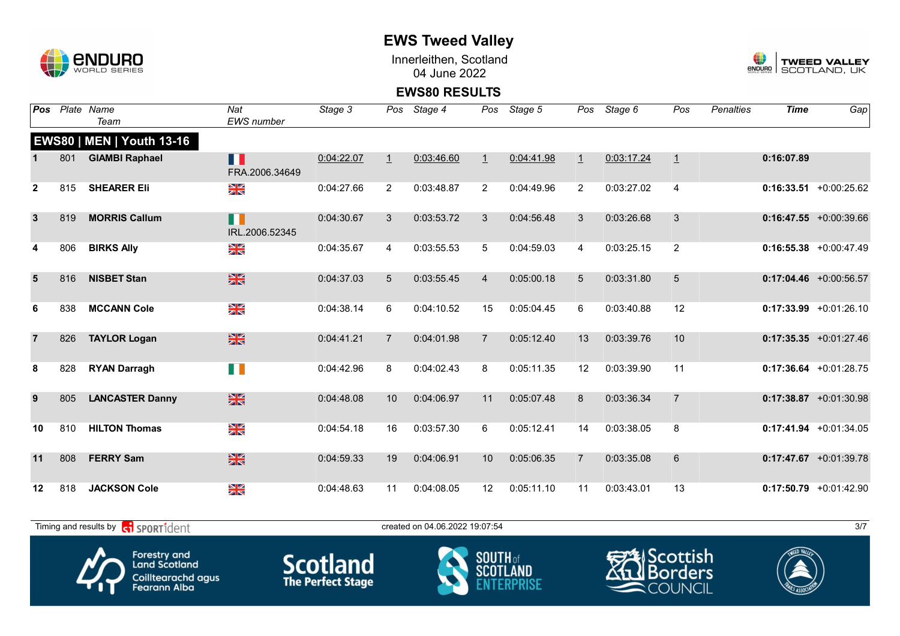# EWS Tweed Valley

Innerleithen, Scotland
04 June 2022

## EWS80 RESULTS

| Pos | Plate | Name / Team | Nat / EWS number | Stage 3 | Pos | Stage 4 | Pos | Stage 5 | Pos | Stage 6 | Pos | Penalties | Time | Gap |
|---|---|---|---|---|---|---|---|---|---|---|---|---|---|---|
| **EWS80 \| MEN \| Youth 13-16** | | | | | | | | | | | | | | |
| 1 | 801 | **GIAMBI Raphael** | FRA.2006.34649 | 0:04:22.07 | 1 | 0:03:46.60 | 1 | 0:04:41.98 | 1 | 0:03:17.24 | 1 | | **0:16:07.89** | |
| 2 | 815 | **SHEARER Eli** | GBR | 0:04:27.66 | 2 | 0:03:48.87 | 2 | 0:04:49.96 | 2 | 0:03:27.02 | 4 | | **0:16:33.51** | +0:00:25.62 |
| 3 | 819 | **MORRIS Callum** | IRL.2006.52345 | 0:04:30.67 | 3 | 0:03:53.72 | 3 | 0:04:56.48 | 3 | 0:03:26.68 | 3 | | **0:16:47.55** | +0:00:39.66 |
| 4 | 806 | **BIRKS Ally** | GBR | 0:04:35.67 | 4 | 0:03:55.53 | 5 | 0:04:59.03 | 4 | 0:03:25.15 | 2 | | **0:16:55.38** | +0:00:47.49 |
| 5 | 816 | **NISBET Stan** | GBR | 0:04:37.03 | 5 | 0:03:55.45 | 4 | 0:05:00.18 | 5 | 0:03:31.80 | 5 | | **0:17:04.46** | +0:00:56.57 |
| 6 | 838 | **MCCANN Cole** | GBR | 0:04:38.14 | 6 | 0:04:10.52 | 15 | 0:05:04.45 | 6 | 0:03:40.88 | 12 | | **0:17:33.99** | +0:01:26.10 |
| 7 | 826 | **TAYLOR Logan** | GBR | 0:04:41.21 | 7 | 0:04:01.98 | 7 | 0:05:12.40 | 13 | 0:03:39.76 | 10 | | **0:17:35.35** | +0:01:27.46 |
| 8 | 828 | **RYAN Darragh** | IRL | 0:04:42.96 | 8 | 0:04:02.43 | 8 | 0:05:11.35 | 12 | 0:03:39.90 | 11 | | **0:17:36.64** | +0:01:28.75 |
| 9 | 805 | **LANCASTER Danny** | GBR | 0:04:48.08 | 10 | 0:04:06.97 | 11 | 0:05:07.48 | 8 | 0:03:36.34 | 7 | | **0:17:38.87** | +0:01:30.98 |
| 10 | 810 | **HILTON Thomas** | GBR | 0:04:54.18 | 16 | 0:03:57.30 | 6 | 0:05:12.41 | 14 | 0:03:38.05 | 8 | | **0:17:41.94** | +0:01:34.05 |
| 11 | 808 | **FERRY Sam** | GBR | 0:04:59.33 | 19 | 0:04:06.91 | 10 | 0:05:06.35 | 7 | 0:03:35.08 | 6 | | **0:17:47.67** | +0:01:39.78 |
| 12 | 818 | **JACKSON Cole** | GBR | 0:04:48.63 | 11 | 0:04:08.05 | 12 | 0:05:11.10 | 11 | 0:03:43.01 | 13 | | **0:17:50.79** | +0:01:42.90 |

Timing and results by SPORTident — created on 04.06.2022 19:07:54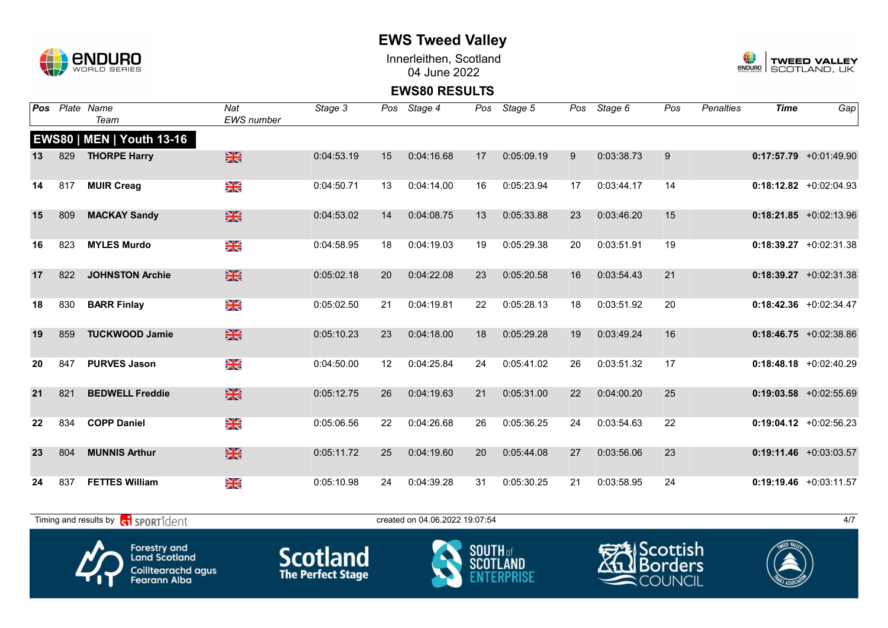# EWS Tweed Valley

Innerleithen, Scotland
04 June 2022

## EWS80 RESULTS

| Pos | Plate | Name / Team | Nat / EWS number | Stage 3 | Pos | Stage 4 | Pos | Stage 5 | Pos | Stage 6 | Pos | Penalties | Time | Gap |
|---|---|---|---|---|---|---|---|---|---|---|---|---|---|---|
| **EWS80 \| MEN \| Youth 13-16** | | | | | | | | | | | | | | |
| 13 | 829 | **THORPE Harry** | GBR | 0:04:53.19 | 15 | 0:04:16.68 | 17 | 0:05:09.19 | 9 | 0:03:38.73 | 9 | | **0:17:57.79** | +0:01:49.90 |
| 14 | 817 | **MUIR Creag** | GBR | 0:04:50.71 | 13 | 0:04:14.00 | 16 | 0:05:23.94 | 17 | 0:03:44.17 | 14 | | **0:18:12.82** | +0:02:04.93 |
| 15 | 809 | **MACKAY Sandy** | GBR | 0:04:53.02 | 14 | 0:04:08.75 | 13 | 0:05:33.88 | 23 | 0:03:46.20 | 15 | | **0:18:21.85** | +0:02:13.96 |
| 16 | 823 | **MYLES Murdo** | GBR | 0:04:58.95 | 18 | 0:04:19.03 | 19 | 0:05:29.38 | 20 | 0:03:51.91 | 19 | | **0:18:39.27** | +0:02:31.38 |
| 17 | 822 | **JOHNSTON Archie** | GBR | 0:05:02.18 | 20 | 0:04:22.08 | 23 | 0:05:20.58 | 16 | 0:03:54.43 | 21 | | **0:18:39.27** | +0:02:31.38 |
| 18 | 830 | **BARR Finlay** | GBR | 0:05:02.50 | 21 | 0:04:19.81 | 22 | 0:05:28.13 | 18 | 0:03:51.92 | 20 | | **0:18:42.36** | +0:02:34.47 |
| 19 | 859 | **TUCKWOOD Jamie** | GBR | 0:05:10.23 | 23 | 0:04:18.00 | 18 | 0:05:29.28 | 19 | 0:03:49.24 | 16 | | **0:18:46.75** | +0:02:38.86 |
| 20 | 847 | **PURVES Jason** | GBR | 0:04:50.00 | 12 | 0:04:25.84 | 24 | 0:05:41.02 | 26 | 0:03:51.32 | 17 | | **0:18:48.18** | +0:02:40.29 |
| 21 | 821 | **BEDWELL Freddie** | GBR | 0:05:12.75 | 26 | 0:04:19.63 | 21 | 0:05:31.00 | 22 | 0:04:00.20 | 25 | | **0:19:03.58** | +0:02:55.69 |
| 22 | 834 | **COPP Daniel** | GBR | 0:05:06.56 | 22 | 0:04:26.68 | 26 | 0:05:36.25 | 24 | 0:03:54.63 | 22 | | **0:19:04.12** | +0:02:56.23 |
| 23 | 804 | **MUNNIS Arthur** | GBR | 0:05:11.72 | 25 | 0:04:19.60 | 20 | 0:05:44.08 | 27 | 0:03:56.06 | 23 | | **0:19:11.46** | +0:03:03.57 |
| 24 | 837 | **FETTES William** | GBR | 0:05:10.98 | 24 | 0:04:39.28 | 31 | 0:05:30.25 | 21 | 0:03:58.95 | 24 | | **0:19:19.46** | +0:03:11.57 |

Timing and results by SPORTident

created on 04.06.2022 19:07:54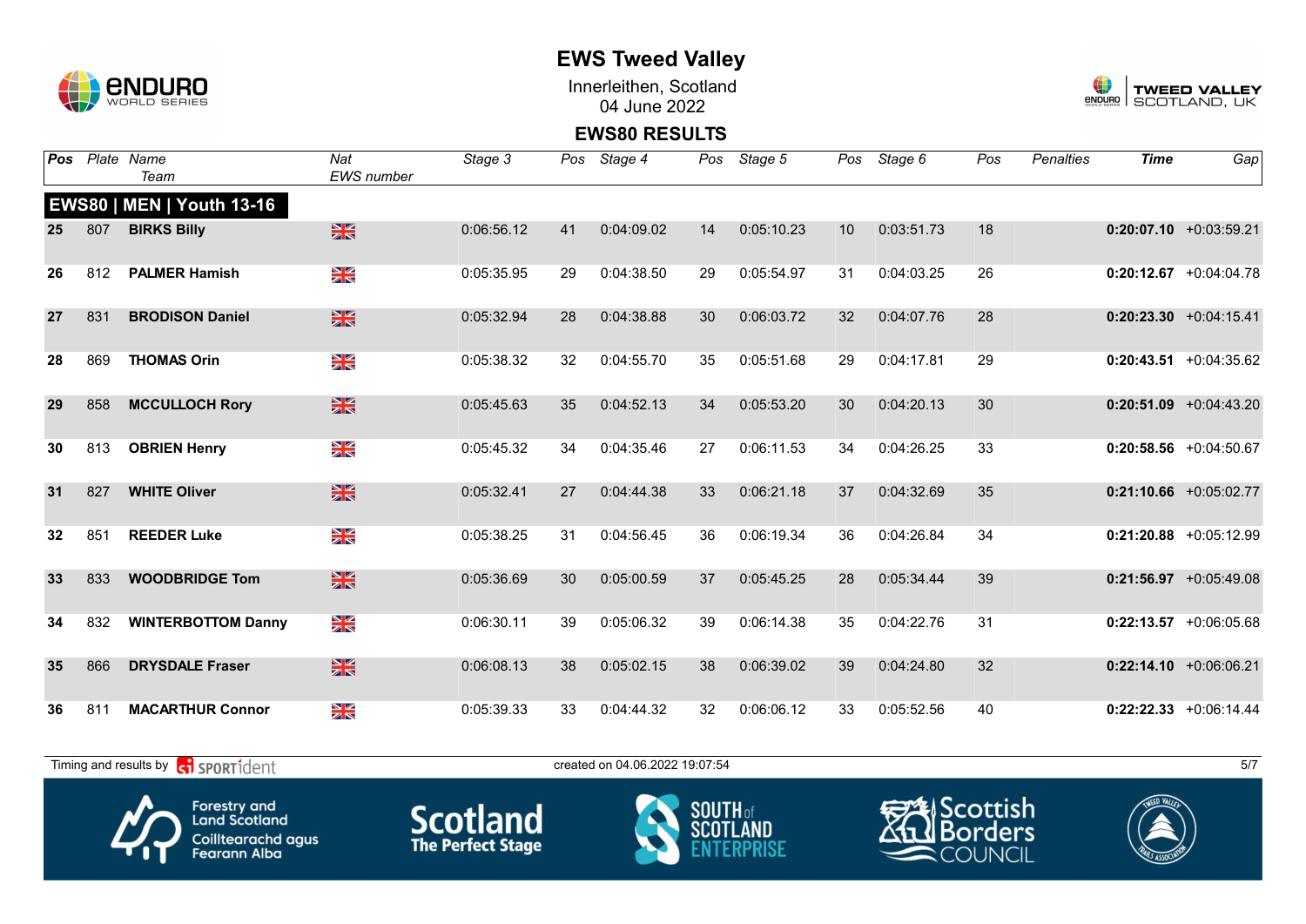# EWS Tweed Valley

Innerleithen, Scotland
04 June 2022

## EWS80 RESULTS

### EWS80 | MEN | Youth 13-16

| Pos | Plate | Name / Team | Nat / EWS number | Stage 3 | Pos | Stage 4 | Pos | Stage 5 | Pos | Stage 6 | Pos | Penalties | Time | Gap |
|---|---|---|---|---|---|---|---|---|---|---|---|---|---|---|
| 25 | 807 | **BIRKS Billy** | GBR | 0:06:56.12 | 41 | 0:04:09.02 | 14 | 0:05:10.23 | 10 | 0:03:51.73 | 18 | | **0:20:07.10** | +0:03:59.21 |
| 26 | 812 | **PALMER Hamish** | GBR | 0:05:35.95 | 29 | 0:04:38.50 | 29 | 0:05:54.97 | 31 | 0:04:03.25 | 26 | | **0:20:12.67** | +0:04:04.78 |
| 27 | 831 | **BRODISON Daniel** | GBR | 0:05:32.94 | 28 | 0:04:38.88 | 30 | 0:06:03.72 | 32 | 0:04:07.76 | 28 | | **0:20:23.30** | +0:04:15.41 |
| 28 | 869 | **THOMAS Orin** | GBR | 0:05:38.32 | 32 | 0:04:55.70 | 35 | 0:05:51.68 | 29 | 0:04:17.81 | 29 | | **0:20:43.51** | +0:04:35.62 |
| 29 | 858 | **MCCULLOCH Rory** | GBR | 0:05:45.63 | 35 | 0:04:52.13 | 34 | 0:05:53.20 | 30 | 0:04:20.13 | 30 | | **0:20:51.09** | +0:04:43.20 |
| 30 | 813 | **OBRIEN Henry** | GBR | 0:05:45.32 | 34 | 0:04:35.46 | 27 | 0:06:11.53 | 34 | 0:04:26.25 | 33 | | **0:20:58.56** | +0:04:50.67 |
| 31 | 827 | **WHITE Oliver** | GBR | 0:05:32.41 | 27 | 0:04:44.38 | 33 | 0:06:21.18 | 37 | 0:04:32.69 | 35 | | **0:21:10.66** | +0:05:02.77 |
| 32 | 851 | **REEDER Luke** | GBR | 0:05:38.25 | 31 | 0:04:56.45 | 36 | 0:06:19.34 | 36 | 0:04:26.84 | 34 | | **0:21:20.88** | +0:05:12.99 |
| 33 | 833 | **WOODBRIDGE Tom** | GBR | 0:05:36.69 | 30 | 0:05:00.59 | 37 | 0:05:45.25 | 28 | 0:05:34.44 | 39 | | **0:21:56.97** | +0:05:49.08 |
| 34 | 832 | **WINTERBOTTOM Danny** | GBR | 0:06:30.11 | 39 | 0:05:06.32 | 39 | 0:06:14.38 | 35 | 0:04:22.76 | 31 | | **0:22:13.57** | +0:06:05.68 |
| 35 | 866 | **DRYSDALE Fraser** | GBR | 0:06:08.13 | 38 | 0:05:02.15 | 38 | 0:06:39.02 | 39 | 0:04:24.80 | 32 | | **0:22:14.10** | +0:06:06.21 |
| 36 | 811 | **MACARTHUR Connor** | GBR | 0:05:39.33 | 33 | 0:04:44.32 | 32 | 0:06:06.12 | 33 | 0:05:52.56 | 40 | | **0:22:22.33** | +0:06:14.44 |

Timing and results by SPORTident — created on 04.06.2022 19:07:54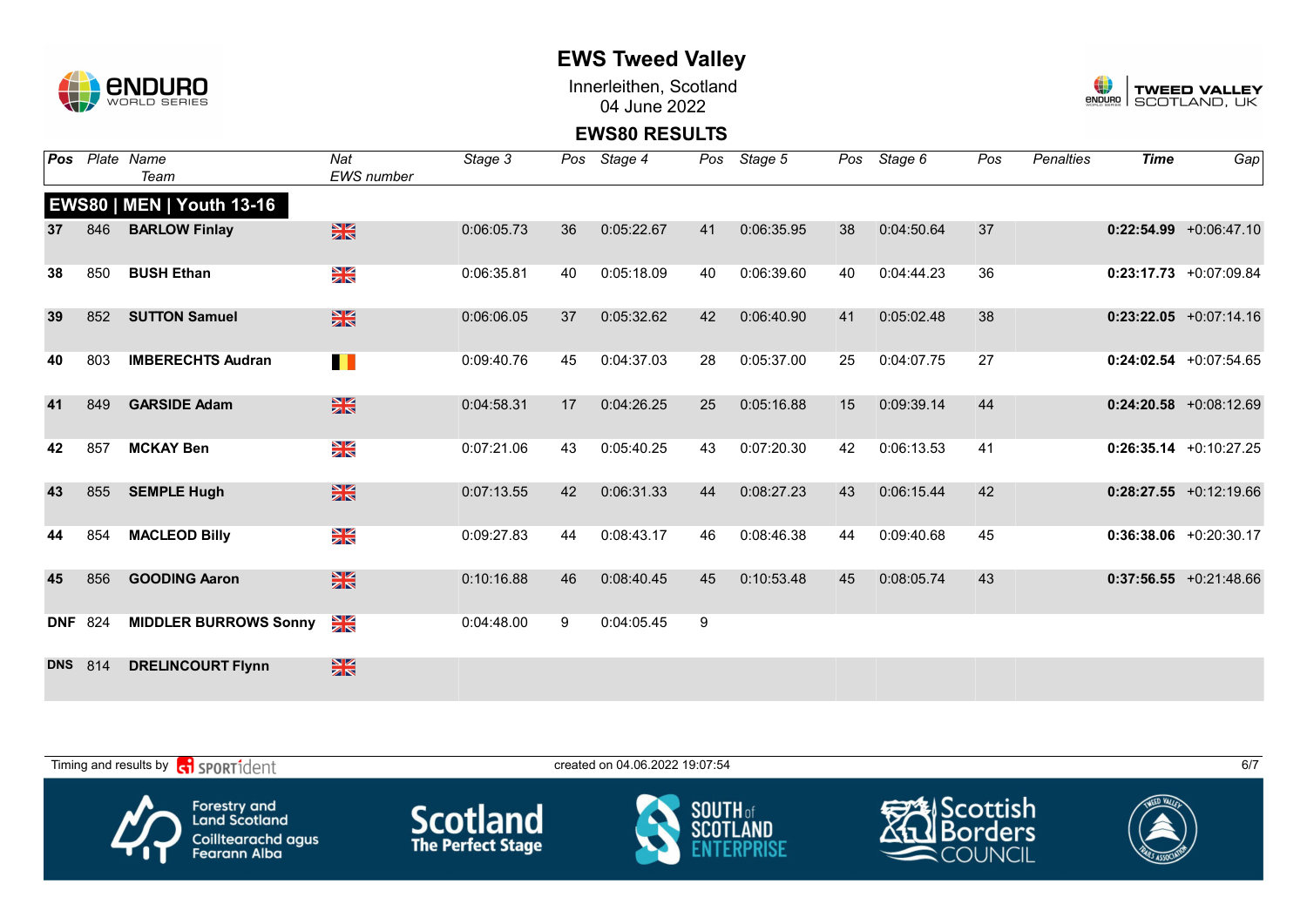# EWS Tweed Valley

Innerleithen, Scotland
04 June 2022

## EWS80 RESULTS

| Pos | Plate | Name / Team | Nat / EWS number | Stage 3 | Pos | Stage 4 | Pos | Stage 5 | Pos | Stage 6 | Pos | Penalties | Time | Gap |
|---|---|---|---|---|---|---|---|---|---|---|---|---|---|---|
| **EWS80 \| MEN \| Youth 13-16** | | | | | | | | | | | | | | |
| 37 | 846 | **BARLOW Finlay** | GBR | 0:06:05.73 | 36 | 0:05:22.67 | 41 | 0:06:35.95 | 38 | 0:04:50.64 | 37 | | **0:22:54.99** | +0:06:47.10 |
| 38 | 850 | **BUSH Ethan** | GBR | 0:06:35.81 | 40 | 0:05:18.09 | 40 | 0:06:39.60 | 40 | 0:04:44.23 | 36 | | **0:23:17.73** | +0:07:09.84 |
| 39 | 852 | **SUTTON Samuel** | GBR | 0:06:06.05 | 37 | 0:05:32.62 | 42 | 0:06:40.90 | 41 | 0:05:02.48 | 38 | | **0:23:22.05** | +0:07:14.16 |
| 40 | 803 | **IMBERECHTS Audran** | BEL | 0:09:40.76 | 45 | 0:04:37.03 | 28 | 0:05:37.00 | 25 | 0:04:07.75 | 27 | | **0:24:02.54** | +0:07:54.65 |
| 41 | 849 | **GARSIDE Adam** | GBR | 0:04:58.31 | 17 | 0:04:26.25 | 25 | 0:05:16.88 | 15 | 0:09:39.14 | 44 | | **0:24:20.58** | +0:08:12.69 |
| 42 | 857 | **MCKAY Ben** | GBR | 0:07:21.06 | 43 | 0:05:40.25 | 43 | 0:07:20.30 | 42 | 0:06:13.53 | 41 | | **0:26:35.14** | +0:10:27.25 |
| 43 | 855 | **SEMPLE Hugh** | GBR | 0:07:13.55 | 42 | 0:06:31.33 | 44 | 0:08:27.23 | 43 | 0:06:15.44 | 42 | | **0:28:27.55** | +0:12:19.66 |
| 44 | 854 | **MACLEOD Billy** | GBR | 0:09:27.83 | 44 | 0:08:43.17 | 46 | 0:08:46.38 | 44 | 0:09:40.68 | 45 | | **0:36:38.06** | +0:20:30.17 |
| 45 | 856 | **GOODING Aaron** | GBR | 0:10:16.88 | 46 | 0:08:40.45 | 45 | 0:10:53.48 | 45 | 0:08:05.74 | 43 | | **0:37:56.55** | +0:21:48.66 |
| DNF | 824 | **MIDDLER BURROWS Sonny** | GBR | 0:04:48.00 | 9 | 0:04:05.45 | 9 | | | | | | | |
| DNS | 814 | **DRELINCOURT Flynn** | GBR | | | | | | | | | | | |

Timing and results by SPORTident — created on 04.06.2022 19:07:54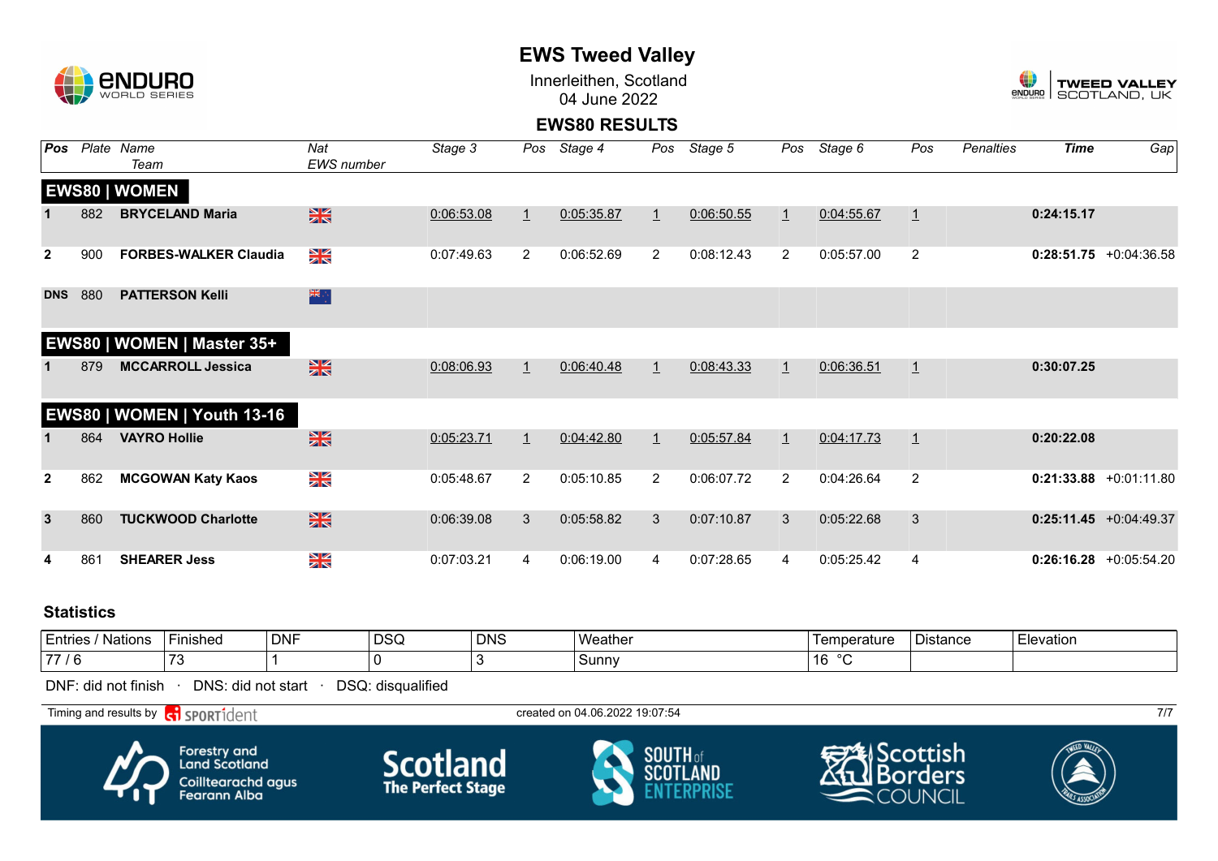# EWS Tweed Valley

Innerleithen, Scotland
04 June 2022

**EWS80 RESULTS**

| Pos | Plate | Name / Team | Nat / EWS number | Stage 3 | Pos | Stage 4 | Pos | Stage 5 | Pos | Stage 6 | Pos | Penalties | Time | Gap |
|---|---|---|---|---|---|---|---|---|---|---|---|---|---|---|
| **EWS80 \| WOMEN** | | | | | | | | | | | | | | |
| 1 | 882 | **BRYCELAND Maria** | GBR | 0:06:53.08 | 1 | 0:05:35.87 | 1 | 0:06:50.55 | 1 | 0:04:55.67 | 1 | | **0:24:15.17** | |
| 2 | 900 | **FORBES-WALKER Claudia** | GBR | 0:07:49.63 | 2 | 0:06:52.69 | 2 | 0:08:12.43 | 2 | 0:05:57.00 | 2 | | **0:28:51.75** | +0:04:36.58 |
| DNS | 880 | **PATTERSON Kelli** | NZL | | | | | | | | | | | |
| **EWS80 \| WOMEN \| Master 35+** | | | | | | | | | | | | | | |
| 1 | 879 | **MCCARROLL Jessica** | GBR | 0:08:06.93 | 1 | 0:06:40.48 | 1 | 0:08:43.33 | 1 | 0:06:36.51 | 1 | | **0:30:07.25** | |
| **EWS80 \| WOMEN \| Youth 13-16** | | | | | | | | | | | | | | |
| 1 | 864 | **VAYRO Hollie** | GBR | 0:05:23.71 | 1 | 0:04:42.80 | 1 | 0:05:57.84 | 1 | 0:04:17.73 | 1 | | **0:20:22.08** | |
| 2 | 862 | **MCGOWAN Katy Kaos** | GBR | 0:05:48.67 | 2 | 0:05:10.85 | 2 | 0:06:07.72 | 2 | 0:04:26.64 | 2 | | **0:21:33.88** | +0:01:11.80 |
| 3 | 860 | **TUCKWOOD Charlotte** | GBR | 0:06:39.08 | 3 | 0:05:58.82 | 3 | 0:07:10.87 | 3 | 0:05:22.68 | 3 | | **0:25:11.45** | +0:04:49.37 |
| 4 | 861 | **SHEARER Jess** | GBR | 0:07:03.21 | 4 | 0:06:19.00 | 4 | 0:07:28.65 | 4 | 0:05:25.42 | 4 | | **0:26:16.28** | +0:05:54.20 |

### Statistics

| Entries / Nations | Finished | DNF | DSQ | DNS | Weather | Temperature | Distance | Elevation |
|---|---|---|---|---|---|---|---|---|
| 77 / 6 | 73 | 1 | 0 | 3 | Sunny | 16 °C | | |

DNF: did not finish · DNS: did not start · DSQ: disqualified

Timing and results by SPORTident — created on 04.06.2022 19:07:54